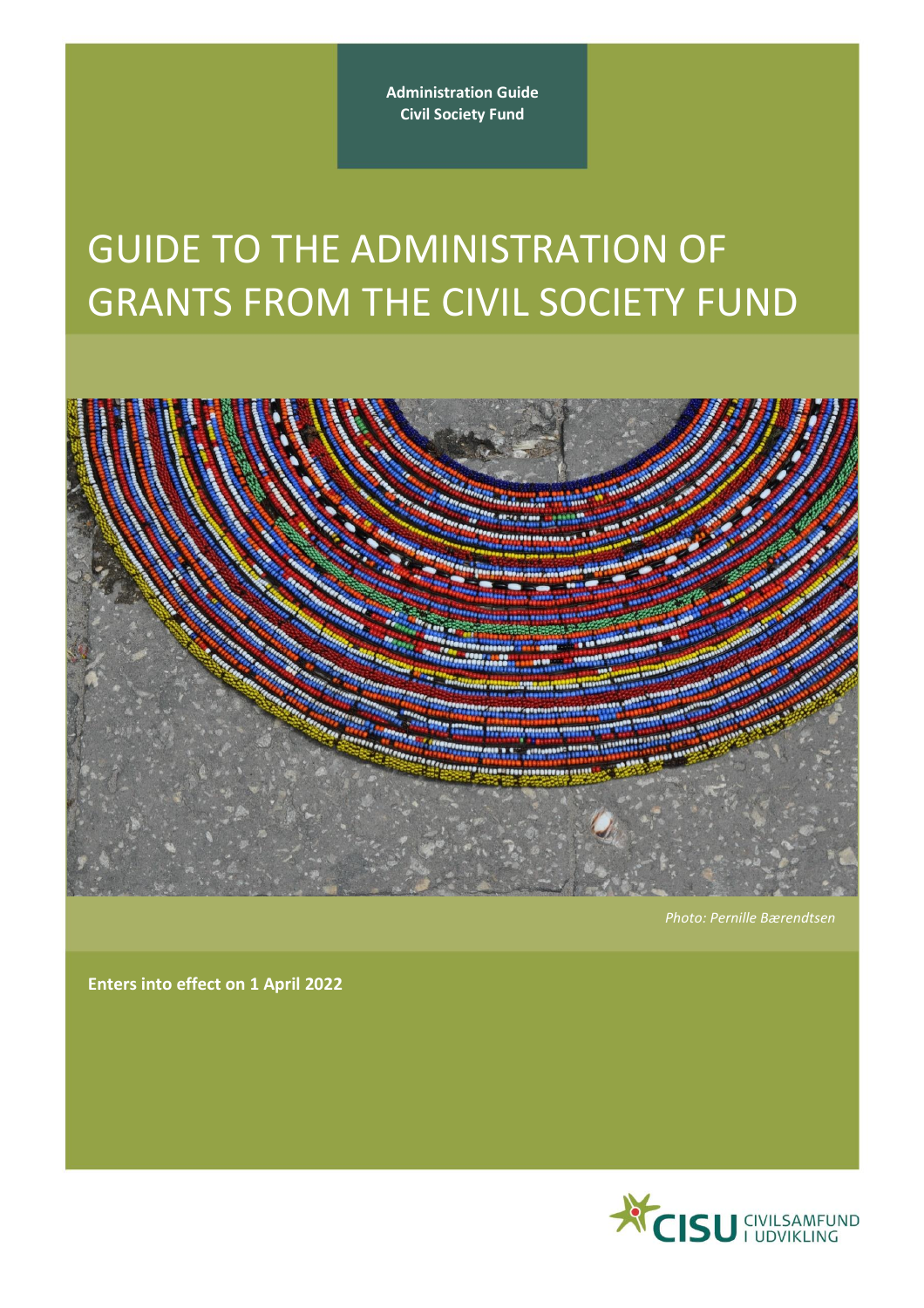**Administration Guide**
**Civil Society Fund**

# GUIDE TO THE ADMINISTRATION OF GRANTS FROM THE CIVIL SOCIETY FUND

*Photo: Pernille Bærendtsen*

**Enters into effect on 1 April 2022**

CISU CIVILSAMFUND I UDVIKLING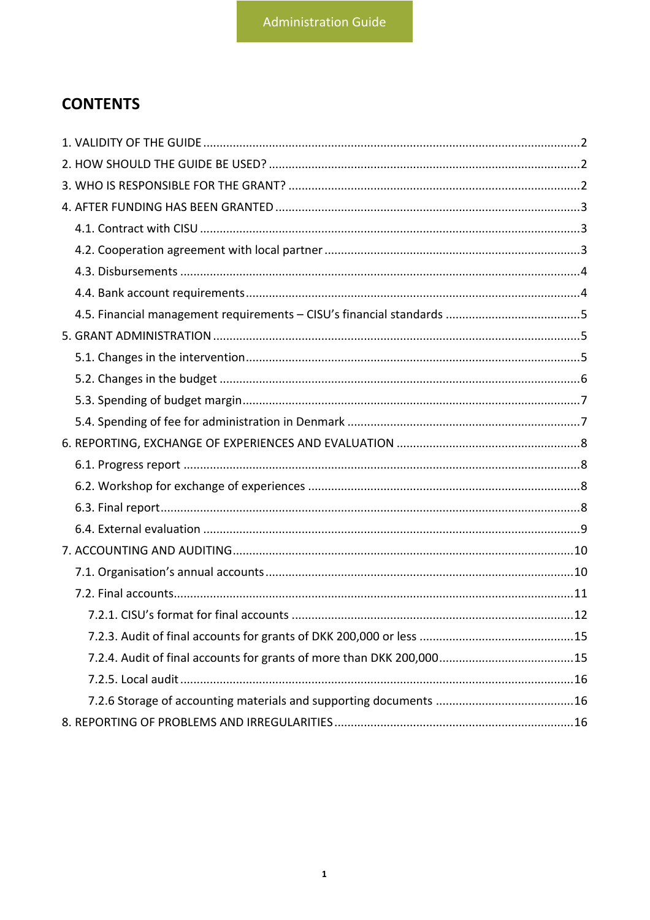# CONTENTS

1. VALIDITY OF THE GUIDE ....................................................................................................2
2. HOW SHOULD THE GUIDE BE USED? ..............................................................................2
3. WHO IS RESPONSIBLE FOR THE GRANT? .........................................................................2
4. AFTER FUNDING HAS BEEN GRANTED ............................................................................3
   - 4.1. Contract with CISU ...................................................................................................3
   - 4.2. Cooperation agreement with local partner ..............................................................3
   - 4.3. Disbursements .........................................................................................................4
   - 4.4. Bank account requirements.......................................................................................4
   - 4.5. Financial management requirements – CISU's financial standards ..........................5
5. GRANT ADMINISTRATION ...............................................................................................5
   - 5.1. Changes in the intervention.......................................................................................5
   - 5.2. Changes in the budget ..............................................................................................6
   - 5.3. Spending of budget margin.........................................................................................7
   - 5.4. Spending of fee for administration in Denmark ........................................................7
6. REPORTING, EXCHANGE OF EXPERIENCES AND EVALUATION .........................................8
   - 6.1. Progress report .........................................................................................................8
   - 6.2. Workshop for exchange of experiences ....................................................................8
   - 6.3. Final report................................................................................................................8
   - 6.4. External evaluation ...................................................................................................9
7. ACCOUNTING AND AUDITING.........................................................................................10
   - 7.1. Organisation's annual accounts ..............................................................................10
   - 7.2. Final accounts...........................................................................................................11
     - 7.2.1. CISU's format for final accounts .......................................................................12
     - 7.2.3. Audit of final accounts for grants of DKK 200,000 or less ................................15
     - 7.2.4. Audit of final accounts for grants of more than DKK 200,000...........................15
     - 7.2.5. Local audit .......................................................................................................16
     - 7.2.6 Storage of accounting materials and supporting documents ............................16
8. REPORTING OF PROBLEMS AND IRREGULARITIES ..........................................................16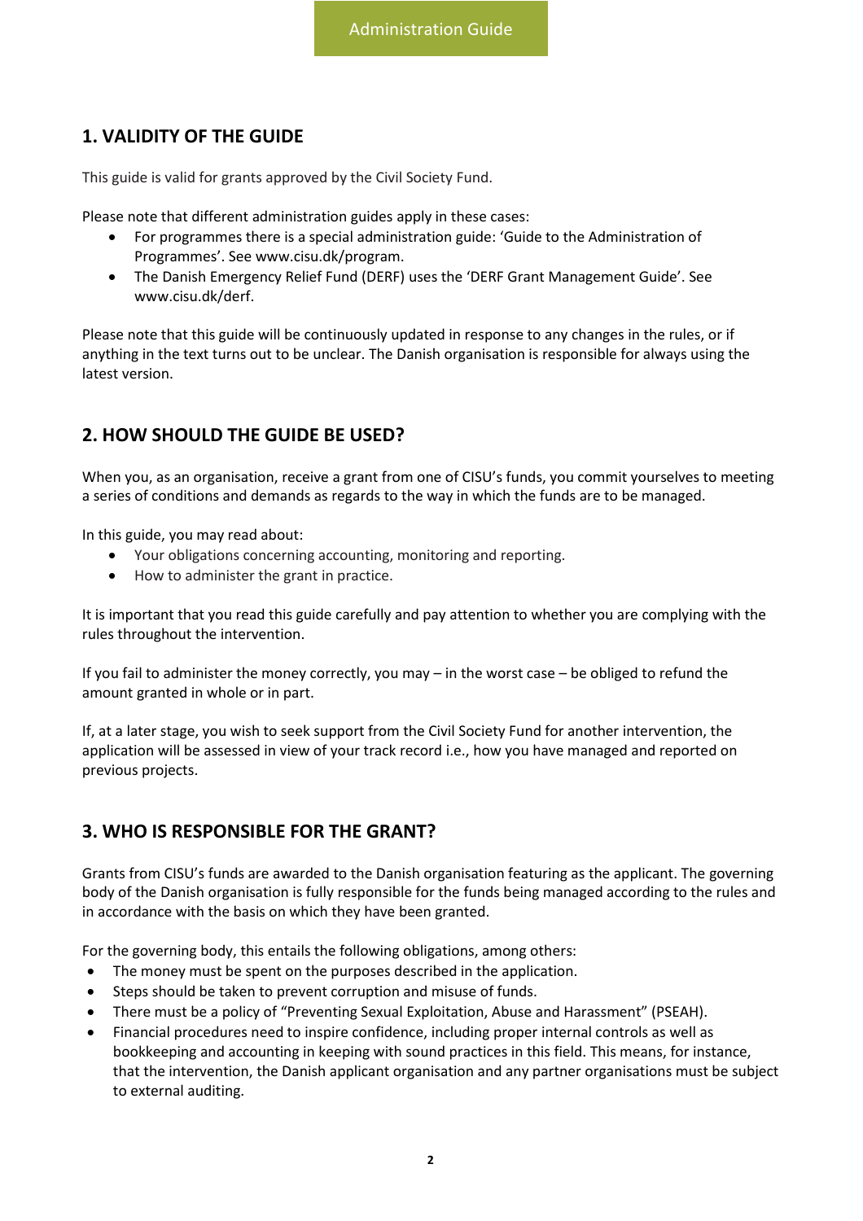## 1. VALIDITY OF THE GUIDE

This guide is valid for grants approved by the Civil Society Fund.

Please note that different administration guides apply in these cases:

- For programmes there is a special administration guide: 'Guide to the Administration of Programmes'. See www.cisu.dk/program.
- The Danish Emergency Relief Fund (DERF) uses the 'DERF Grant Management Guide'. See www.cisu.dk/derf.

Please note that this guide will be continuously updated in response to any changes in the rules, or if anything in the text turns out to be unclear. The Danish organisation is responsible for always using the latest version.

## 2. HOW SHOULD THE GUIDE BE USED?

When you, as an organisation, receive a grant from one of CISU's funds, you commit yourselves to meeting a series of conditions and demands as regards to the way in which the funds are to be managed.

In this guide, you may read about:

- Your obligations concerning accounting, monitoring and reporting.
- How to administer the grant in practice.

It is important that you read this guide carefully and pay attention to whether you are complying with the rules throughout the intervention.

If you fail to administer the money correctly, you may – in the worst case – be obliged to refund the amount granted in whole or in part.

If, at a later stage, you wish to seek support from the Civil Society Fund for another intervention, the application will be assessed in view of your track record i.e., how you have managed and reported on previous projects.

## 3. WHO IS RESPONSIBLE FOR THE GRANT?

Grants from CISU's funds are awarded to the Danish organisation featuring as the applicant. The governing body of the Danish organisation is fully responsible for the funds being managed according to the rules and in accordance with the basis on which they have been granted.

For the governing body, this entails the following obligations, among others:

- The money must be spent on the purposes described in the application.
- Steps should be taken to prevent corruption and misuse of funds.
- There must be a policy of "Preventing Sexual Exploitation, Abuse and Harassment" (PSEAH).
- Financial procedures need to inspire confidence, including proper internal controls as well as bookkeeping and accounting in keeping with sound practices in this field. This means, for instance, that the intervention, the Danish applicant organisation and any partner organisations must be subject to external auditing.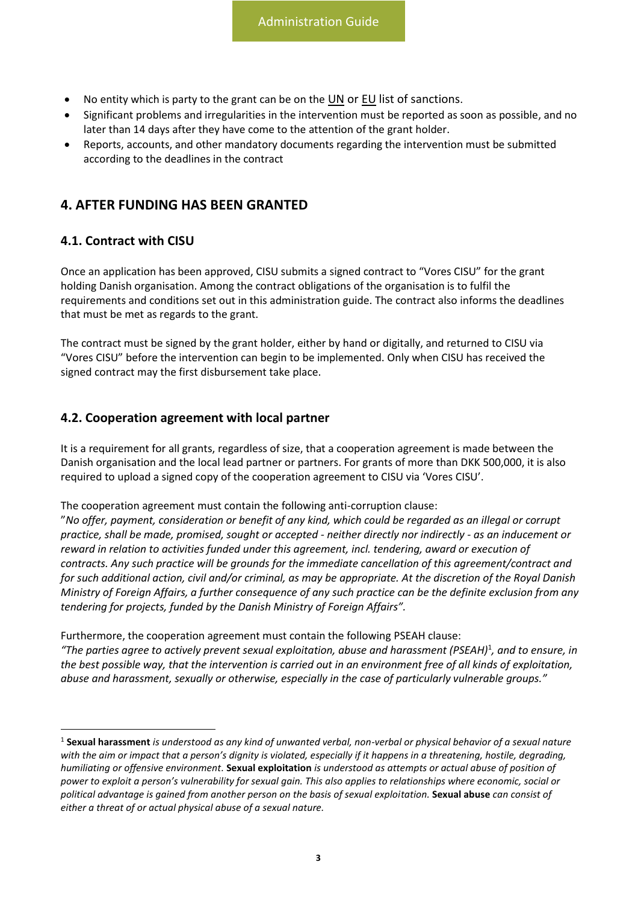- No entity which is party to the grant can be on the UN or EU list of sanctions.
- Significant problems and irregularities in the intervention must be reported as soon as possible, and no later than 14 days after they have come to the attention of the grant holder.
- Reports, accounts, and other mandatory documents regarding the intervention must be submitted according to the deadlines in the contract

## 4. AFTER FUNDING HAS BEEN GRANTED

### 4.1. Contract with CISU

Once an application has been approved, CISU submits a signed contract to "Vores CISU" for the grant holding Danish organisation. Among the contract obligations of the organisation is to fulfil the requirements and conditions set out in this administration guide. The contract also informs the deadlines that must be met as regards to the grant.

The contract must be signed by the grant holder, either by hand or digitally, and returned to CISU via "Vores CISU" before the intervention can begin to be implemented. Only when CISU has received the signed contract may the first disbursement take place.

### 4.2. Cooperation agreement with local partner

It is a requirement for all grants, regardless of size, that a cooperation agreement is made between the Danish organisation and the local lead partner or partners. For grants of more than DKK 500,000, it is also required to upload a signed copy of the cooperation agreement to CISU via 'Vores CISU'.

The cooperation agreement must contain the following anti-corruption clause:
"*No offer, payment, consideration or benefit of any kind, which could be regarded as an illegal or corrupt practice, shall be made, promised, sought or accepted - neither directly nor indirectly - as an inducement or reward in relation to activities funded under this agreement, incl. tendering, award or execution of contracts. Any such practice will be grounds for the immediate cancellation of this agreement/contract and for such additional action, civil and/or criminal, as may be appropriate. At the discretion of the Royal Danish Ministry of Foreign Affairs, a further consequence of any such practice can be the definite exclusion from any tendering for projects, funded by the Danish Ministry of Foreign Affairs".*

Furthermore, the cooperation agreement must contain the following PSEAH clause:
*"The parties agree to actively prevent sexual exploitation, abuse and harassment (PSEAH)*[1]*, and to ensure, in the best possible way, that the intervention is carried out in an environment free of all kinds of exploitation, abuse and harassment, sexually or otherwise, especially in the case of particularly vulnerable groups."*

---

[1] **Sexual harassment** *is understood as any kind of unwanted verbal, non-verbal or physical behavior of a sexual nature with the aim or impact that a person's dignity is violated, especially if it happens in a threatening, hostile, degrading, humiliating or offensive environment.* **Sexual exploitation** *is understood as attempts or actual abuse of position of power to exploit a person's vulnerability for sexual gain. This also applies to relationships where economic, social or political advantage is gained from another person on the basis of sexual exploitation.* **Sexual abuse** *can consist of either a threat of or actual physical abuse of a sexual nature.*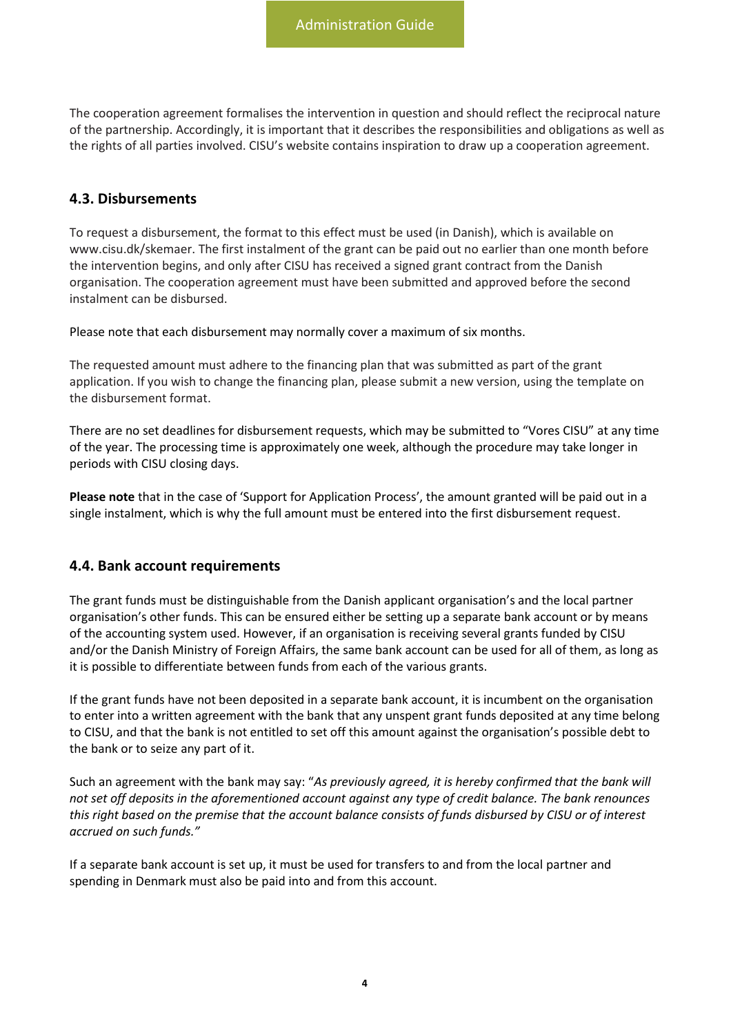The cooperation agreement formalises the intervention in question and should reflect the reciprocal nature of the partnership. Accordingly, it is important that it describes the responsibilities and obligations as well as the rights of all parties involved. CISU's website contains inspiration to draw up a cooperation agreement.

### 4.3. Disbursements

To request a disbursement, the format to this effect must be used (in Danish), which is available on www.cisu.dk/skemaer. The first instalment of the grant can be paid out no earlier than one month before the intervention begins, and only after CISU has received a signed grant contract from the Danish organisation. The cooperation agreement must have been submitted and approved before the second instalment can be disbursed.

Please note that each disbursement may normally cover a maximum of six months.

The requested amount must adhere to the financing plan that was submitted as part of the grant application. If you wish to change the financing plan, please submit a new version, using the template on the disbursement format.

There are no set deadlines for disbursement requests, which may be submitted to "Vores CISU" at any time of the year. The processing time is approximately one week, although the procedure may take longer in periods with CISU closing days.

**Please note** that in the case of 'Support for Application Process', the amount granted will be paid out in a single instalment, which is why the full amount must be entered into the first disbursement request.

### 4.4. Bank account requirements

The grant funds must be distinguishable from the Danish applicant organisation's and the local partner organisation's other funds. This can be ensured either be setting up a separate bank account or by means of the accounting system used. However, if an organisation is receiving several grants funded by CISU and/or the Danish Ministry of Foreign Affairs, the same bank account can be used for all of them, as long as it is possible to differentiate between funds from each of the various grants.

If the grant funds have not been deposited in a separate bank account, it is incumbent on the organisation to enter into a written agreement with the bank that any unspent grant funds deposited at any time belong to CISU, and that the bank is not entitled to set off this amount against the organisation's possible debt to the bank or to seize any part of it.

Such an agreement with the bank may say: "*As previously agreed, it is hereby confirmed that the bank will not set off deposits in the aforementioned account against any type of credit balance. The bank renounces this right based on the premise that the account balance consists of funds disbursed by CISU or of interest accrued on such funds."*

If a separate bank account is set up, it must be used for transfers to and from the local partner and spending in Denmark must also be paid into and from this account.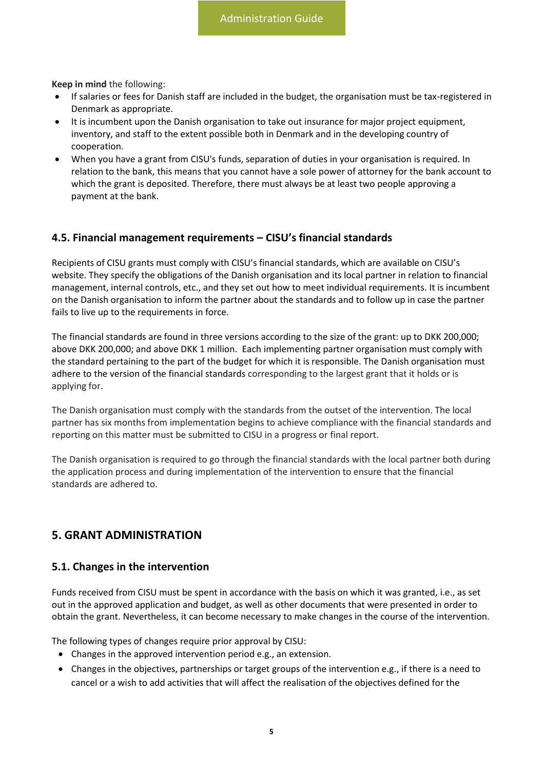**Keep in mind** the following:

- If salaries or fees for Danish staff are included in the budget, the organisation must be tax-registered in Denmark as appropriate.
- It is incumbent upon the Danish organisation to take out insurance for major project equipment, inventory, and staff to the extent possible both in Denmark and in the developing country of cooperation.
- When you have a grant from CISU's funds, separation of duties in your organisation is required. In relation to the bank, this means that you cannot have a sole power of attorney for the bank account to which the grant is deposited. Therefore, there must always be at least two people approving a payment at the bank.

### 4.5. Financial management requirements – CISU's financial standards

Recipients of CISU grants must comply with CISU's financial standards, which are available on CISU's website. They specify the obligations of the Danish organisation and its local partner in relation to financial management, internal controls, etc., and they set out how to meet individual requirements. It is incumbent on the Danish organisation to inform the partner about the standards and to follow up in case the partner fails to live up to the requirements in force.

The financial standards are found in three versions according to the size of the grant: up to DKK 200,000; above DKK 200,000; and above DKK 1 million. Each implementing partner organisation must comply with the standard pertaining to the part of the budget for which it is responsible. The Danish organisation must adhere to the version of the financial standards corresponding to the largest grant that it holds or is applying for.

The Danish organisation must comply with the standards from the outset of the intervention. The local partner has six months from implementation begins to achieve compliance with the financial standards and reporting on this matter must be submitted to CISU in a progress or final report.

The Danish organisation is required to go through the financial standards with the local partner both during the application process and during implementation of the intervention to ensure that the financial standards are adhered to.

## 5. GRANT ADMINISTRATION

### 5.1. Changes in the intervention

Funds received from CISU must be spent in accordance with the basis on which it was granted, i.e., as set out in the approved application and budget, as well as other documents that were presented in order to obtain the grant. Nevertheless, it can become necessary to make changes in the course of the intervention.

The following types of changes require prior approval by CISU:

- Changes in the approved intervention period e.g., an extension.
- Changes in the objectives, partnerships or target groups of the intervention e.g., if there is a need to cancel or a wish to add activities that will affect the realisation of the objectives defined for the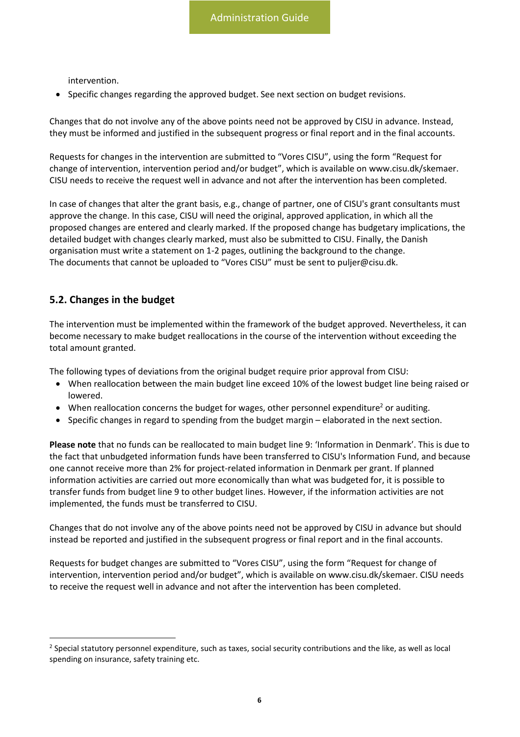intervention.

- Specific changes regarding the approved budget. See next section on budget revisions.

Changes that do not involve any of the above points need not be approved by CISU in advance. Instead, they must be informed and justified in the subsequent progress or final report and in the final accounts.

Requests for changes in the intervention are submitted to “Vores CISU”, using the form “Request for change of intervention, intervention period and/or budget”, which is available on www.cisu.dk/skemaer. CISU needs to receive the request well in advance and not after the intervention has been completed.

In case of changes that alter the grant basis, e.g., change of partner, one of CISU's grant consultants must approve the change. In this case, CISU will need the original, approved application, in which all the proposed changes are entered and clearly marked. If the proposed change has budgetary implications, the detailed budget with changes clearly marked, must also be submitted to CISU. Finally, the Danish organisation must write a statement on 1-2 pages, outlining the background to the change.
The documents that cannot be uploaded to “Vores CISU” must be sent to puljer@cisu.dk.

## 5.2. Changes in the budget

The intervention must be implemented within the framework of the budget approved. Nevertheless, it can become necessary to make budget reallocations in the course of the intervention without exceeding the total amount granted.

The following types of deviations from the original budget require prior approval from CISU:

- When reallocation between the main budget line exceed 10% of the lowest budget line being raised or lowered.
- When reallocation concerns the budget for wages, other personnel expenditure[2] or auditing.
- Specific changes in regard to spending from the budget margin – elaborated in the next section.

**Please note** that no funds can be reallocated to main budget line 9: ‘Information in Denmark’. This is due to the fact that unbudgeted information funds have been transferred to CISU's Information Fund, and because one cannot receive more than 2% for project-related information in Denmark per grant. If planned information activities are carried out more economically than what was budgeted for, it is possible to transfer funds from budget line 9 to other budget lines. However, if the information activities are not implemented, the funds must be transferred to CISU.

Changes that do not involve any of the above points need not be approved by CISU in advance but should instead be reported and justified in the subsequent progress or final report and in the final accounts.

Requests for budget changes are submitted to “Vores CISU”, using the form “Request for change of intervention, intervention period and/or budget”, which is available on www.cisu.dk/skemaer. CISU needs to receive the request well in advance and not after the intervention has been completed.

---

[2] Special statutory personnel expenditure, such as taxes, social security contributions and the like, as well as local spending on insurance, safety training etc.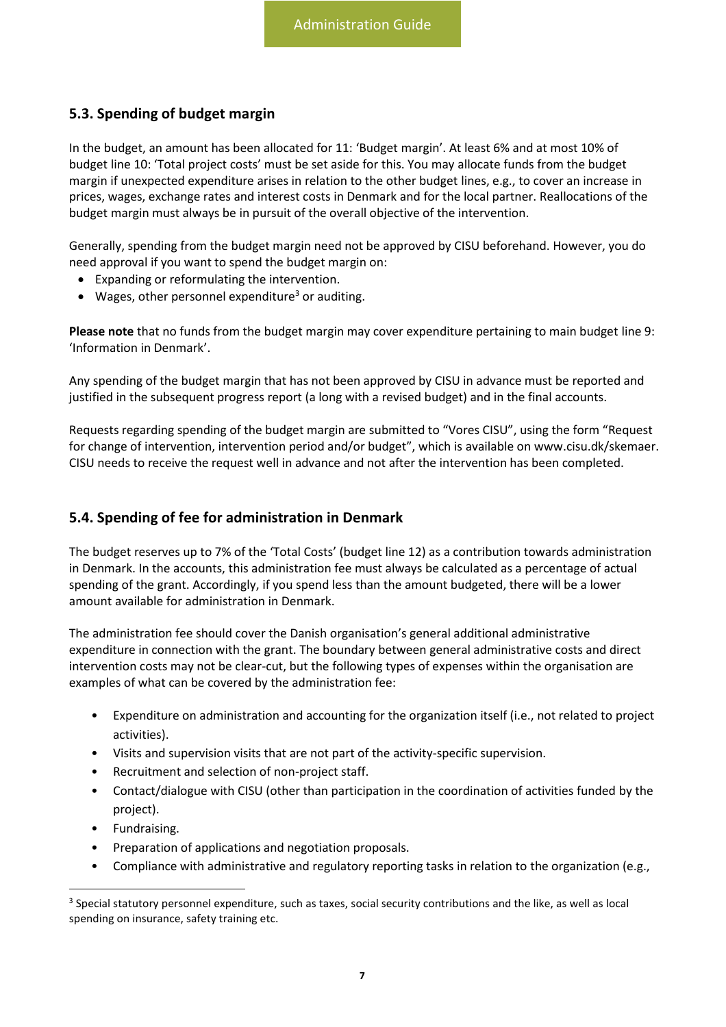## 5.3. Spending of budget margin

In the budget, an amount has been allocated for 11: 'Budget margin'. At least 6% and at most 10% of budget line 10: 'Total project costs' must be set aside for this. You may allocate funds from the budget margin if unexpected expenditure arises in relation to the other budget lines, e.g., to cover an increase in prices, wages, exchange rates and interest costs in Denmark and for the local partner. Reallocations of the budget margin must always be in pursuit of the overall objective of the intervention.

Generally, spending from the budget margin need not be approved by CISU beforehand. However, you do need approval if you want to spend the budget margin on:

- Expanding or reformulating the intervention.
- Wages, other personnel expenditure[3] or auditing.

**Please note** that no funds from the budget margin may cover expenditure pertaining to main budget line 9: 'Information in Denmark'.

Any spending of the budget margin that has not been approved by CISU in advance must be reported and justified in the subsequent progress report (a long with a revised budget) and in the final accounts.

Requests regarding spending of the budget margin are submitted to "Vores CISU", using the form "Request for change of intervention, intervention period and/or budget", which is available on www.cisu.dk/skemaer. CISU needs to receive the request well in advance and not after the intervention has been completed.

## 5.4. Spending of fee for administration in Denmark

The budget reserves up to 7% of the 'Total Costs' (budget line 12) as a contribution towards administration in Denmark. In the accounts, this administration fee must always be calculated as a percentage of actual spending of the grant. Accordingly, if you spend less than the amount budgeted, there will be a lower amount available for administration in Denmark.

The administration fee should cover the Danish organisation's general additional administrative expenditure in connection with the grant. The boundary between general administrative costs and direct intervention costs may not be clear-cut, but the following types of expenses within the organisation are examples of what can be covered by the administration fee:

- Expenditure on administration and accounting for the organization itself (i.e., not related to project activities).
- Visits and supervision visits that are not part of the activity-specific supervision.
- Recruitment and selection of non-project staff.
- Contact/dialogue with CISU (other than participation in the coordination of activities funded by the project).
- Fundraising.
- Preparation of applications and negotiation proposals.
- Compliance with administrative and regulatory reporting tasks in relation to the organization (e.g.,

[3] Special statutory personnel expenditure, such as taxes, social security contributions and the like, as well as local spending on insurance, safety training etc.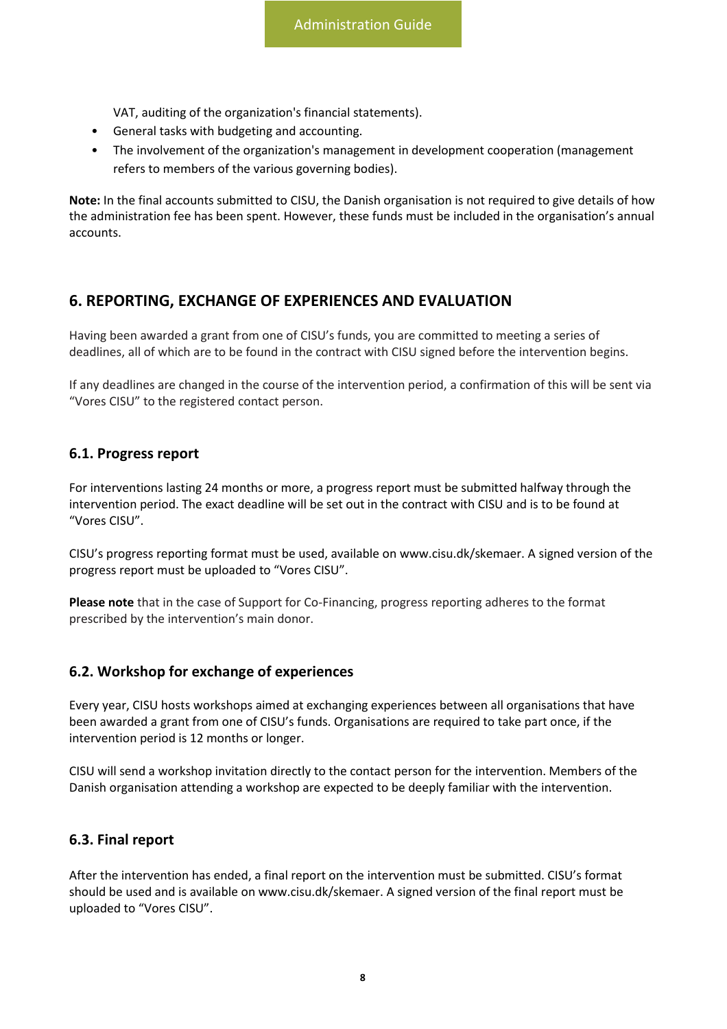VAT, auditing of the organization's financial statements).

- General tasks with budgeting and accounting.
- The involvement of the organization's management in development cooperation (management refers to members of the various governing bodies).

**Note:** In the final accounts submitted to CISU, the Danish organisation is not required to give details of how the administration fee has been spent. However, these funds must be included in the organisation's annual accounts.

## 6. REPORTING, EXCHANGE OF EXPERIENCES AND EVALUATION

Having been awarded a grant from one of CISU's funds, you are committed to meeting a series of deadlines, all of which are to be found in the contract with CISU signed before the intervention begins.

If any deadlines are changed in the course of the intervention period, a confirmation of this will be sent via "Vores CISU" to the registered contact person.

### 6.1. Progress report

For interventions lasting 24 months or more, a progress report must be submitted halfway through the intervention period. The exact deadline will be set out in the contract with CISU and is to be found at "Vores CISU".

CISU's progress reporting format must be used, available on www.cisu.dk/skemaer. A signed version of the progress report must be uploaded to "Vores CISU".

**Please note** that in the case of Support for Co-Financing, progress reporting adheres to the format prescribed by the intervention's main donor.

### 6.2. Workshop for exchange of experiences

Every year, CISU hosts workshops aimed at exchanging experiences between all organisations that have been awarded a grant from one of CISU's funds. Organisations are required to take part once, if the intervention period is 12 months or longer.

CISU will send a workshop invitation directly to the contact person for the intervention. Members of the Danish organisation attending a workshop are expected to be deeply familiar with the intervention.

### 6.3. Final report

After the intervention has ended, a final report on the intervention must be submitted. CISU's format should be used and is available on www.cisu.dk/skemaer. A signed version of the final report must be uploaded to "Vores CISU".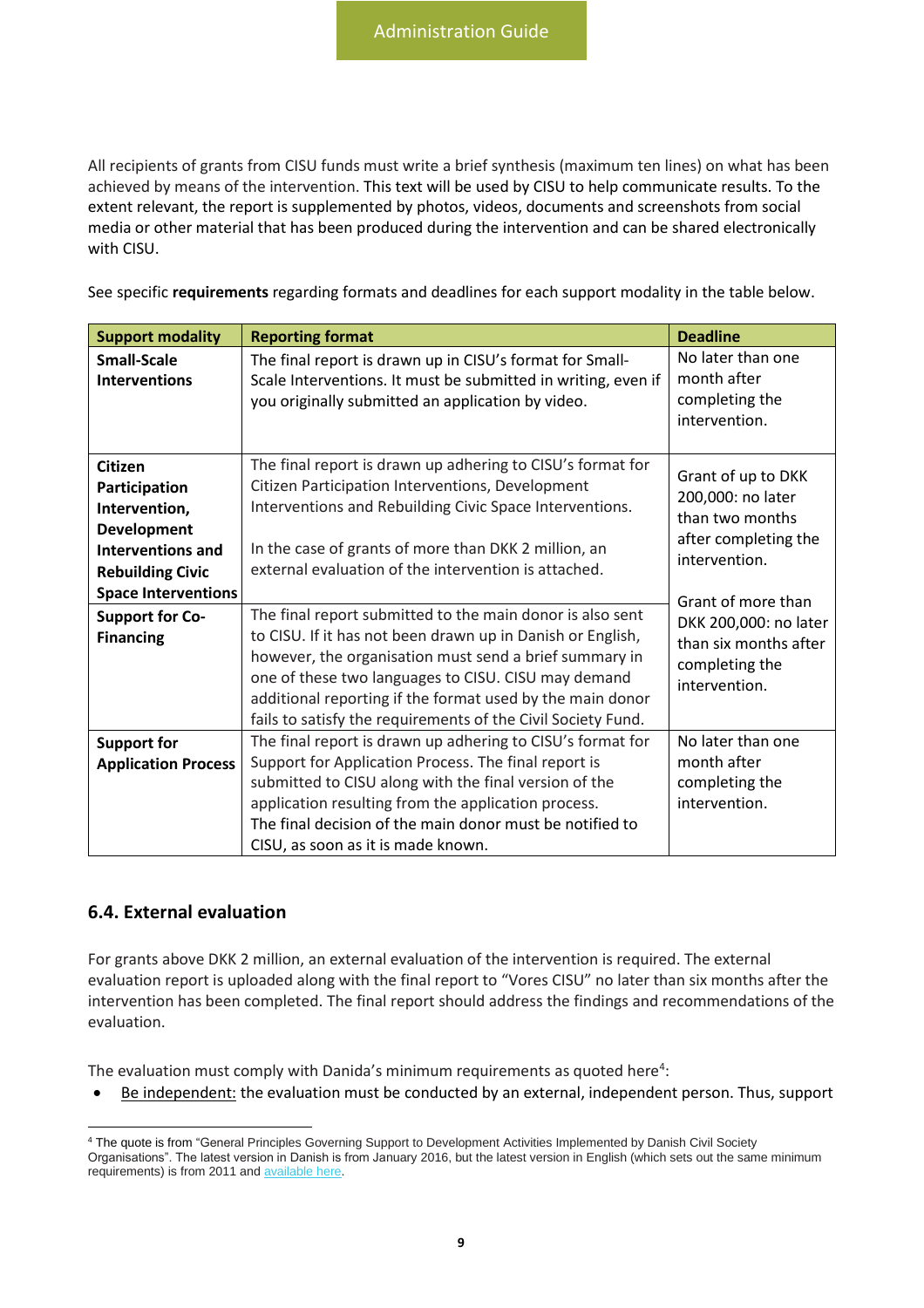All recipients of grants from CISU funds must write a brief synthesis (maximum ten lines) on what has been achieved by means of the intervention. This text will be used by CISU to help communicate results. To the extent relevant, the report is supplemented by photos, videos, documents and screenshots from social media or other material that has been produced during the intervention and can be shared electronically with CISU.

See specific **requirements** regarding formats and deadlines for each support modality in the table below.

| Support modality | Reporting format | Deadline |
|---|---|---|
| **Small-Scale Interventions** | The final report is drawn up in CISU's format for Small-Scale Interventions. It must be submitted in writing, even if you originally submitted an application by video. | No later than one month after completing the intervention. |
| **Citizen Participation Intervention, Development Interventions and Rebuilding Civic Space Interventions** | The final report is drawn up adhering to CISU's format for Citizen Participation Interventions, Development Interventions and Rebuilding Civic Space Interventions.<br><br>In the case of grants of more than DKK 2 million, an external evaluation of the intervention is attached. | Grant of up to DKK 200,000: no later than two months after completing the intervention.<br><br>Grant of more than DKK 200,000: no later than six months after completing the intervention. |
| **Support for Co-Financing** | The final report submitted to the main donor is also sent to CISU. If it has not been drawn up in Danish or English, however, the organisation must send a brief summary in one of these two languages to CISU. CISU may demand additional reporting if the format used by the main donor fails to satisfy the requirements of the Civil Society Fund. | |
| **Support for Application Process** | The final report is drawn up adhering to CISU's format for Support for Application Process. The final report is submitted to CISU along with the final version of the application resulting from the application process.<br>The final decision of the main donor must be notified to CISU, as soon as it is made known. | No later than one month after completing the intervention. |

## 6.4. External evaluation

For grants above DKK 2 million, an external evaluation of the intervention is required. The external evaluation report is uploaded along with the final report to "Vores CISU" no later than six months after the intervention has been completed. The final report should address the findings and recommendations of the evaluation.

The evaluation must comply with Danida's minimum requirements as quoted here[4]:

- Be independent: the evaluation must be conducted by an external, independent person. Thus, support

[4] The quote is from "General Principles Governing Support to Development Activities Implemented by Danish Civil Society Organisations". The latest version in Danish is from January 2016, but the latest version in English (which sets out the same minimum requirements) is from 2011 and available here.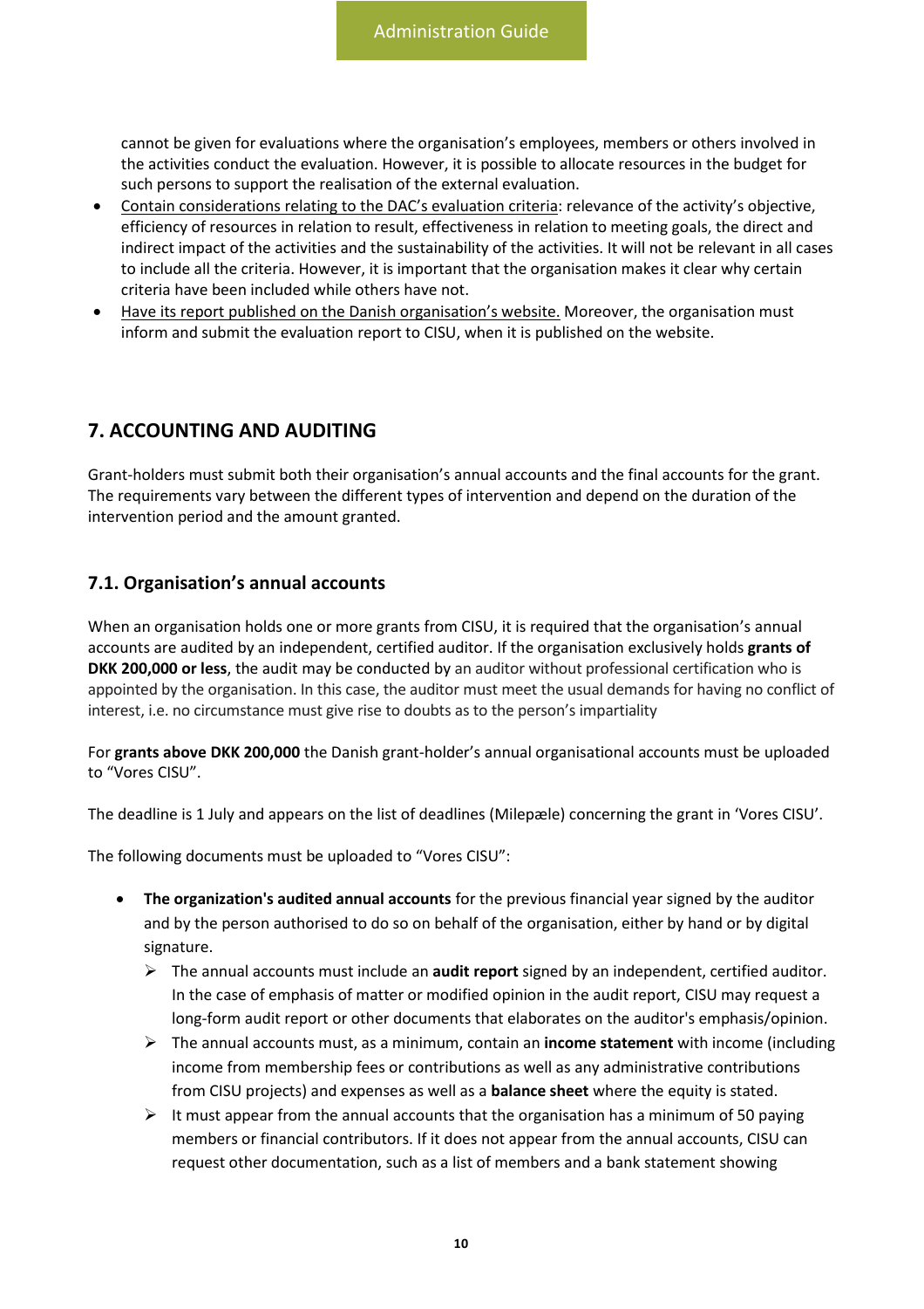cannot be given for evaluations where the organisation's employees, members or others involved in the activities conduct the evaluation. However, it is possible to allocate resources in the budget for such persons to support the realisation of the external evaluation.

- Contain considerations relating to the DAC's evaluation criteria: relevance of the activity's objective, efficiency of resources in relation to result, effectiveness in relation to meeting goals, the direct and indirect impact of the activities and the sustainability of the activities. It will not be relevant in all cases to include all the criteria. However, it is important that the organisation makes it clear why certain criteria have been included while others have not.
- Have its report published on the Danish organisation's website. Moreover, the organisation must inform and submit the evaluation report to CISU, when it is published on the website.

## 7. ACCOUNTING AND AUDITING

Grant-holders must submit both their organisation's annual accounts and the final accounts for the grant. The requirements vary between the different types of intervention and depend on the duration of the intervention period and the amount granted.

### 7.1. Organisation's annual accounts

When an organisation holds one or more grants from CISU, it is required that the organisation's annual accounts are audited by an independent, certified auditor. If the organisation exclusively holds **grants of DKK 200,000 or less**, the audit may be conducted by an auditor without professional certification who is appointed by the organisation. In this case, the auditor must meet the usual demands for having no conflict of interest, i.e. no circumstance must give rise to doubts as to the person's impartiality

For **grants above DKK 200,000** the Danish grant-holder's annual organisational accounts must be uploaded to "Vores CISU".

The deadline is 1 July and appears on the list of deadlines (Milepæle) concerning the grant in 'Vores CISU'.

The following documents must be uploaded to "Vores CISU":

- **The organization's audited annual accounts** for the previous financial year signed by the auditor and by the person authorised to do so on behalf of the organisation, either by hand or by digital signature.
  - The annual accounts must include an **audit report** signed by an independent, certified auditor. In the case of emphasis of matter or modified opinion in the audit report, CISU may request a long-form audit report or other documents that elaborates on the auditor's emphasis/opinion.
  - The annual accounts must, as a minimum, contain an **income statement** with income (including income from membership fees or contributions as well as any administrative contributions from CISU projects) and expenses as well as a **balance sheet** where the equity is stated.
  - It must appear from the annual accounts that the organisation has a minimum of 50 paying members or financial contributors. If it does not appear from the annual accounts, CISU can request other documentation, such as a list of members and a bank statement showing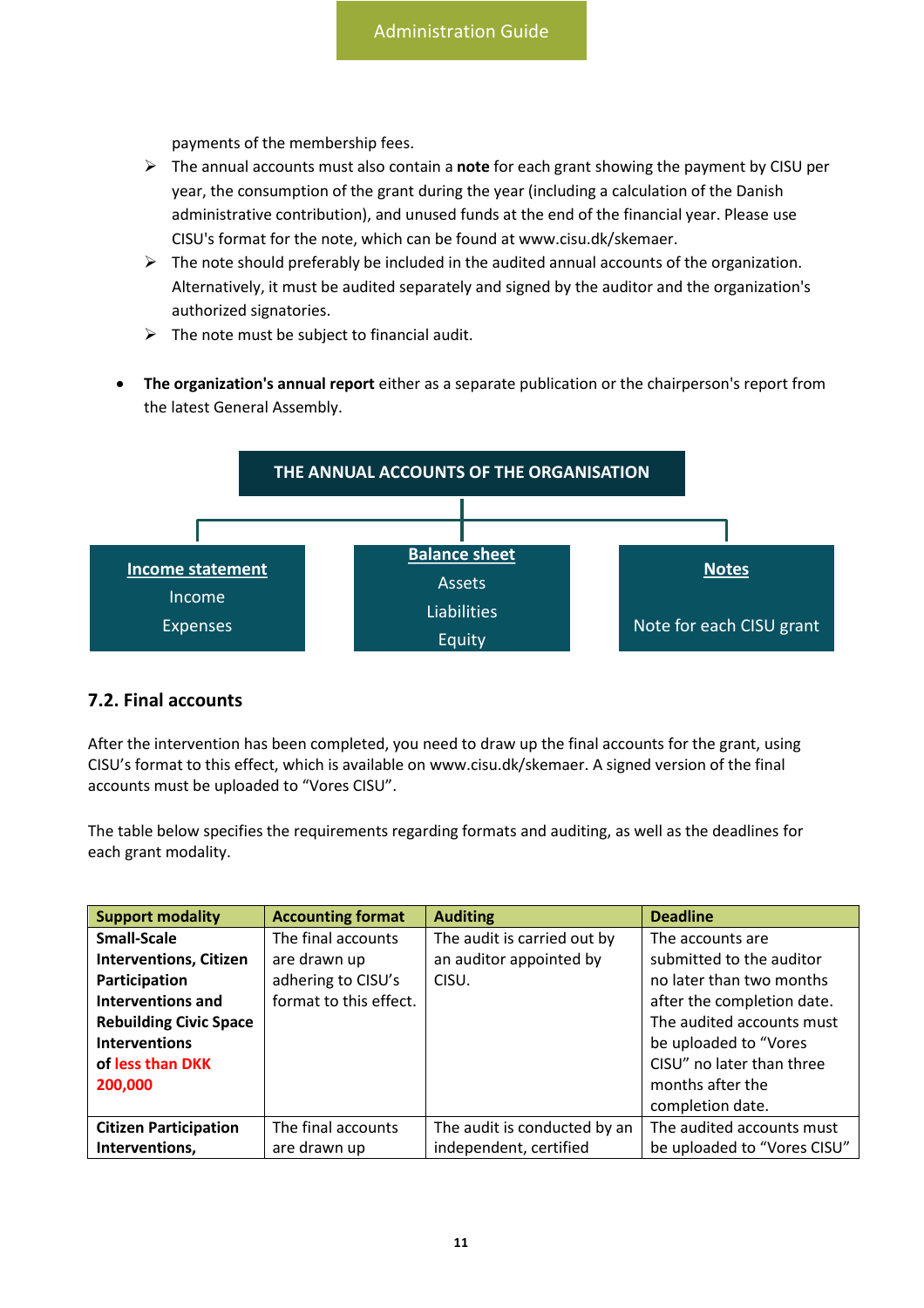payments of the membership fees.

- The annual accounts must also contain a **note** for each grant showing the payment by CISU per year, the consumption of the grant during the year (including a calculation of the Danish administrative contribution), and unused funds at the end of the financial year. Please use CISU's format for the note, which can be found at www.cisu.dk/skemaer.
- The note should preferably be included in the audited annual accounts of the organization. Alternatively, it must be audited separately and signed by the auditor and the organization's authorized signatories.
- The note must be subject to financial audit.

- **The organization's annual report** either as a separate publication or the chairperson's report from the latest General Assembly.

**THE ANNUAL ACCOUNTS OF THE ORGANISATION**

- **Income statement**
  - Income
  - Expenses
- **Balance sheet**
  - Assets
  - Liabilities
  - Equity
- **Notes**
  - Note for each CISU grant

## 7.2. Final accounts

After the intervention has been completed, you need to draw up the final accounts for the grant, using CISU's format to this effect, which is available on www.cisu.dk/skemaer. A signed version of the final accounts must be uploaded to "Vores CISU".

The table below specifies the requirements regarding formats and auditing, as well as the deadlines for each grant modality.

| Support modality | Accounting format | Auditing | Deadline |
|---|---|---|---|
| **Small-Scale Interventions, Citizen Participation Interventions and Rebuilding Civic Space Interventions of less than DKK 200,000** | The final accounts are drawn up adhering to CISU's format to this effect. | The audit is carried out by an auditor appointed by CISU. | The accounts are submitted to the auditor no later than two months after the completion date. The audited accounts must be uploaded to "Vores CISU" no later than three months after the completion date. |
| **Citizen Participation Interventions,** | The final accounts are drawn up | The audit is conducted by an independent, certified | The audited accounts must be uploaded to "Vores CISU" |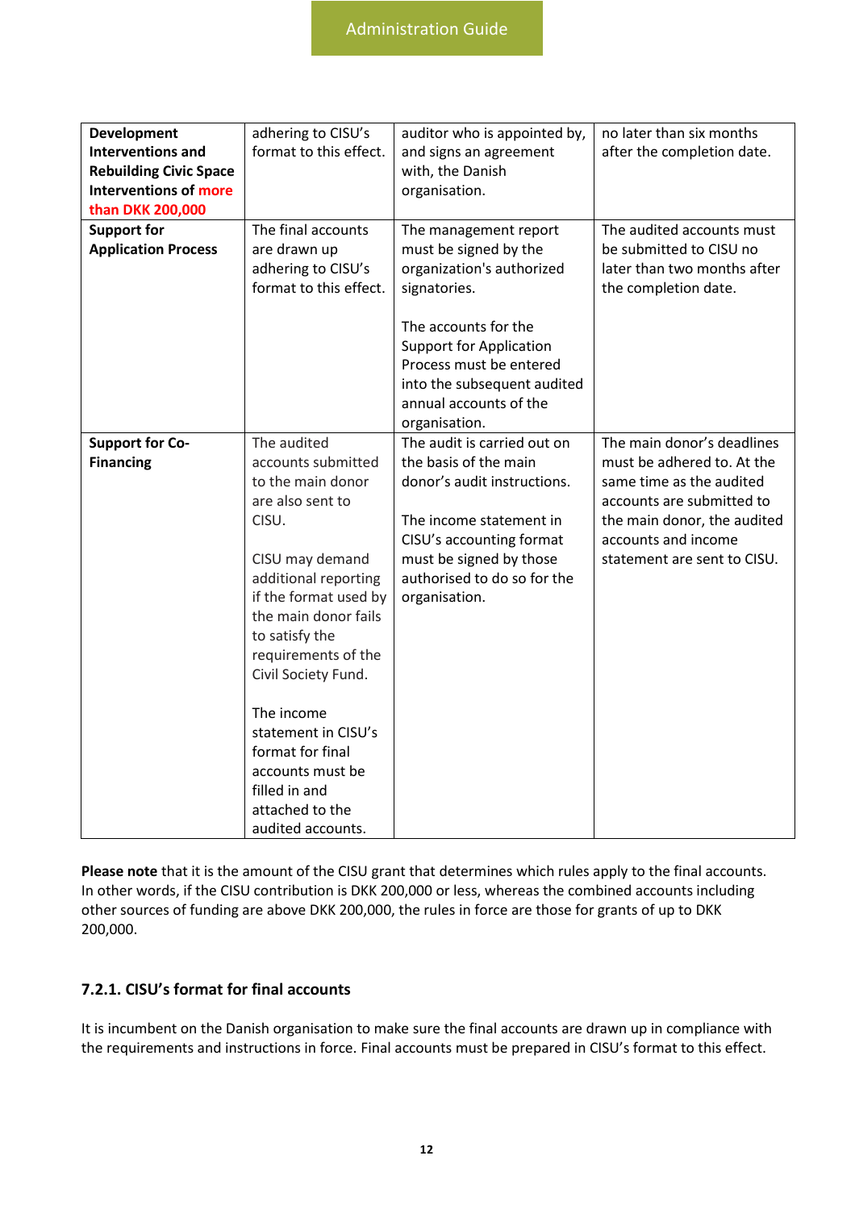| | | | |
|---|---|---|---|
| **Development Interventions and Rebuilding Civic Space Interventions of more than DKK 200,000** | adhering to CISU's format to this effect. | auditor who is appointed by, and signs an agreement with, the Danish organisation. | no later than six months after the completion date. |
| **Support for Application Process** | The final accounts are drawn up adhering to CISU's format to this effect. | The management report must be signed by the organization's authorized signatories.<br><br>The accounts for the Support for Application Process must be entered into the subsequent audited annual accounts of the organisation. | The audited accounts must be submitted to CISU no later than two months after the completion date. |
| **Support for Co-Financing** | The audited accounts submitted to the main donor are also sent to CISU.<br><br>CISU may demand additional reporting if the format used by the main donor fails to satisfy the requirements of the Civil Society Fund.<br><br>The income statement in CISU's format for final accounts must be filled in and attached to the audited accounts. | The audit is carried out on the basis of the main donor's audit instructions.<br><br>The income statement in CISU's accounting format must be signed by those authorised to do so for the organisation. | The main donor's deadlines must be adhered to. At the same time as the audited accounts are submitted to the main donor, the audited accounts and income statement are sent to CISU. |

**Please note** that it is the amount of the CISU grant that determines which rules apply to the final accounts. In other words, if the CISU contribution is DKK 200,000 or less, whereas the combined accounts including other sources of funding are above DKK 200,000, the rules in force are those for grants of up to DKK 200,000.

### 7.2.1. CISU's format for final accounts

It is incumbent on the Danish organisation to make sure the final accounts are drawn up in compliance with the requirements and instructions in force. Final accounts must be prepared in CISU's format to this effect.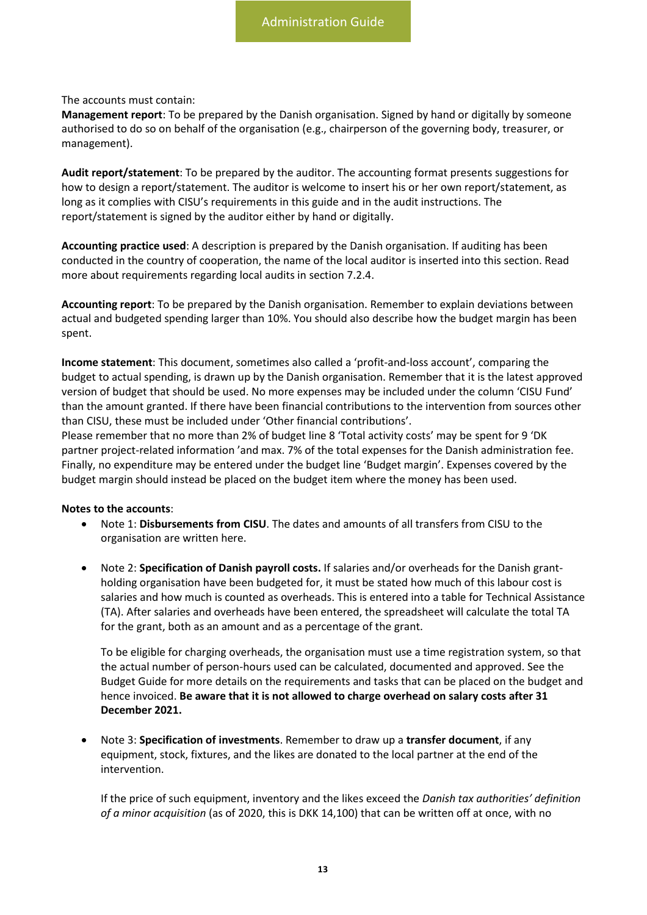The accounts must contain:
**Management report**: To be prepared by the Danish organisation. Signed by hand or digitally by someone authorised to do so on behalf of the organisation (e.g., chairperson of the governing body, treasurer, or management).

**Audit report/statement**: To be prepared by the auditor. The accounting format presents suggestions for how to design a report/statement. The auditor is welcome to insert his or her own report/statement, as long as it complies with CISU's requirements in this guide and in the audit instructions. The report/statement is signed by the auditor either by hand or digitally.

**Accounting practice used**: A description is prepared by the Danish organisation. If auditing has been conducted in the country of cooperation, the name of the local auditor is inserted into this section. Read more about requirements regarding local audits in section 7.2.4.

**Accounting report**: To be prepared by the Danish organisation. Remember to explain deviations between actual and budgeted spending larger than 10%. You should also describe how the budget margin has been spent.

**Income statement**: This document, sometimes also called a 'profit-and-loss account', comparing the budget to actual spending, is drawn up by the Danish organisation. Remember that it is the latest approved version of budget that should be used. No more expenses may be included under the column 'CISU Fund' than the amount granted. If there have been financial contributions to the intervention from sources other than CISU, these must be included under 'Other financial contributions'.
Please remember that no more than 2% of budget line 8 'Total activity costs' may be spent for 9 'DK partner project-related information 'and max. 7% of the total expenses for the Danish administration fee. Finally, no expenditure may be entered under the budget line 'Budget margin'. Expenses covered by the budget margin should instead be placed on the budget item where the money has been used.

**Notes to the accounts**:

- Note 1: **Disbursements from CISU**. The dates and amounts of all transfers from CISU to the organisation are written here.

- Note 2: **Specification of Danish payroll costs.** If salaries and/or overheads for the Danish grant-holding organisation have been budgeted for, it must be stated how much of this labour cost is salaries and how much is counted as overheads. This is entered into a table for Technical Assistance (TA). After salaries and overheads have been entered, the spreadsheet will calculate the total TA for the grant, both as an amount and as a percentage of the grant.

  To be eligible for charging overheads, the organisation must use a time registration system, so that the actual number of person-hours used can be calculated, documented and approved. See the Budget Guide for more details on the requirements and tasks that can be placed on the budget and hence invoiced. **Be aware that it is not allowed to charge overhead on salary costs after 31 December 2021.**

- Note 3: **Specification of investments**. Remember to draw up a **transfer document**, if any equipment, stock, fixtures, and the likes are donated to the local partner at the end of the intervention.

  If the price of such equipment, inventory and the likes exceed the *Danish tax authorities' definition of a minor acquisition* (as of 2020, this is DKK 14,100) that can be written off at once, with no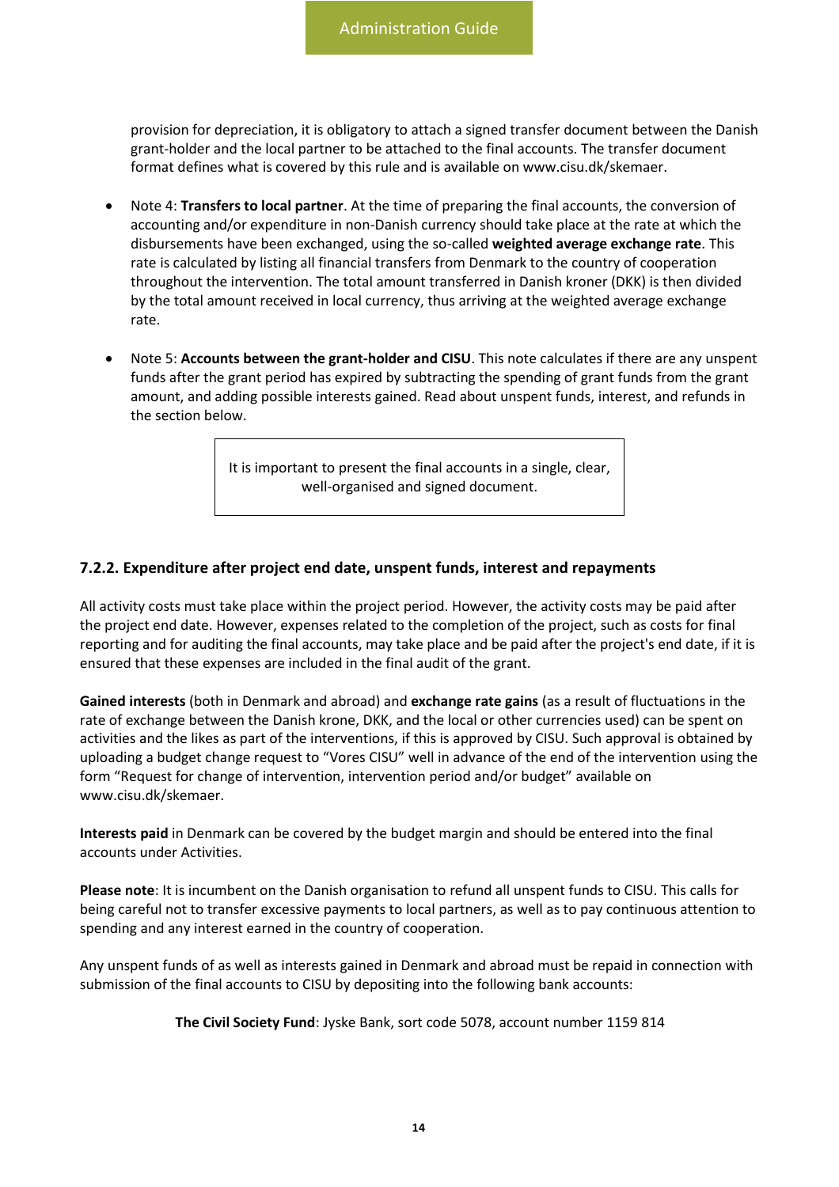provision for depreciation, it is obligatory to attach a signed transfer document between the Danish grant-holder and the local partner to be attached to the final accounts. The transfer document format defines what is covered by this rule and is available on www.cisu.dk/skemaer.

- Note 4: **Transfers to local partner**. At the time of preparing the final accounts, the conversion of accounting and/or expenditure in non-Danish currency should take place at the rate at which the disbursements have been exchanged, using the so-called **weighted average exchange rate**. This rate is calculated by listing all financial transfers from Denmark to the country of cooperation throughout the intervention. The total amount transferred in Danish kroner (DKK) is then divided by the total amount received in local currency, thus arriving at the weighted average exchange rate.

- Note 5: **Accounts between the grant-holder and CISU**. This note calculates if there are any unspent funds after the grant period has expired by subtracting the spending of grant funds from the grant amount, and adding possible interests gained. Read about unspent funds, interest, and refunds in the section below.

> It is important to present the final accounts in a single, clear, well-organised and signed document.

### 7.2.2. Expenditure after project end date, unspent funds, interest and repayments

All activity costs must take place within the project period. However, the activity costs may be paid after the project end date. However, expenses related to the completion of the project, such as costs for final reporting and for auditing the final accounts, may take place and be paid after the project's end date, if it is ensured that these expenses are included in the final audit of the grant.

**Gained interests** (both in Denmark and abroad) and **exchange rate gains** (as a result of fluctuations in the rate of exchange between the Danish krone, DKK, and the local or other currencies used) can be spent on activities and the likes as part of the interventions, if this is approved by CISU. Such approval is obtained by uploading a budget change request to "Vores CISU" well in advance of the end of the intervention using the form "Request for change of intervention, intervention period and/or budget" available on www.cisu.dk/skemaer.

**Interests paid** in Denmark can be covered by the budget margin and should be entered into the final accounts under Activities.

**Please note**: It is incumbent on the Danish organisation to refund all unspent funds to CISU. This calls for being careful not to transfer excessive payments to local partners, as well as to pay continuous attention to spending and any interest earned in the country of cooperation.

Any unspent funds of as well as interests gained in Denmark and abroad must be repaid in connection with submission of the final accounts to CISU by depositing into the following bank accounts:

**The Civil Society Fund**: Jyske Bank, sort code 5078, account number 1159 814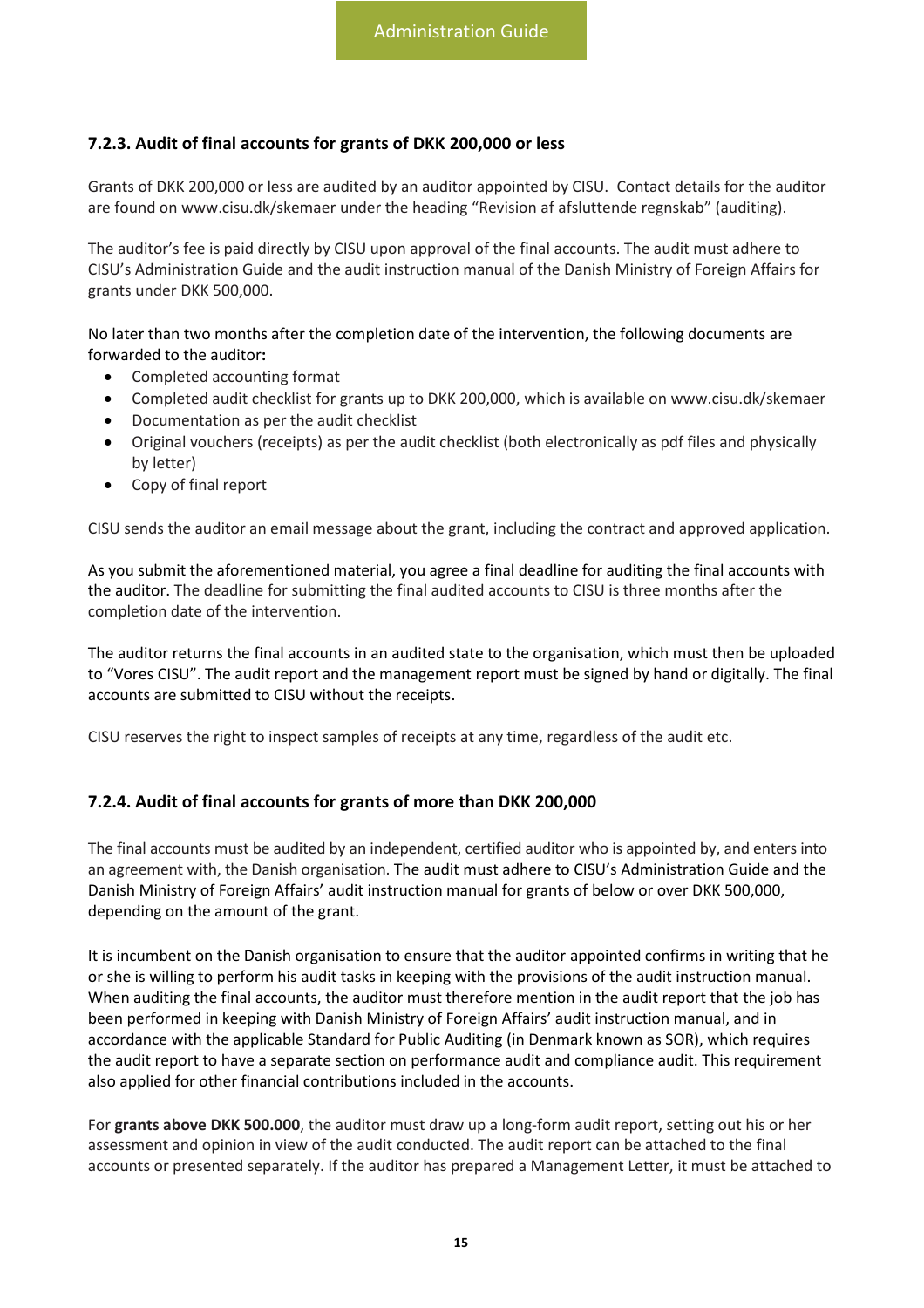### 7.2.3. Audit of final accounts for grants of DKK 200,000 or less

Grants of DKK 200,000 or less are audited by an auditor appointed by CISU. Contact details for the auditor are found on www.cisu.dk/skemaer under the heading "Revision af afsluttende regnskab" (auditing).

The auditor's fee is paid directly by CISU upon approval of the final accounts. The audit must adhere to CISU's Administration Guide and the audit instruction manual of the Danish Ministry of Foreign Affairs for grants under DKK 500,000.

No later than two months after the completion date of the intervention, the following documents are forwarded to the auditor**:**

- Completed accounting format
- Completed audit checklist for grants up to DKK 200,000, which is available on www.cisu.dk/skemaer
- Documentation as per the audit checklist
- Original vouchers (receipts) as per the audit checklist (both electronically as pdf files and physically by letter)
- Copy of final report

CISU sends the auditor an email message about the grant, including the contract and approved application.

As you submit the aforementioned material, you agree a final deadline for auditing the final accounts with the auditor. The deadline for submitting the final audited accounts to CISU is three months after the completion date of the intervention.

The auditor returns the final accounts in an audited state to the organisation, which must then be uploaded to "Vores CISU". The audit report and the management report must be signed by hand or digitally. The final accounts are submitted to CISU without the receipts.

CISU reserves the right to inspect samples of receipts at any time, regardless of the audit etc.

### 7.2.4. Audit of final accounts for grants of more than DKK 200,000

The final accounts must be audited by an independent, certified auditor who is appointed by, and enters into an agreement with, the Danish organisation. The audit must adhere to CISU's Administration Guide and the Danish Ministry of Foreign Affairs' audit instruction manual for grants of below or over DKK 500,000, depending on the amount of the grant.

It is incumbent on the Danish organisation to ensure that the auditor appointed confirms in writing that he or she is willing to perform his audit tasks in keeping with the provisions of the audit instruction manual. When auditing the final accounts, the auditor must therefore mention in the audit report that the job has been performed in keeping with Danish Ministry of Foreign Affairs' audit instruction manual, and in accordance with the applicable Standard for Public Auditing (in Denmark known as SOR), which requires the audit report to have a separate section on performance audit and compliance audit. This requirement also applied for other financial contributions included in the accounts.

For **grants above DKK 500.000**, the auditor must draw up a long-form audit report, setting out his or her assessment and opinion in view of the audit conducted. The audit report can be attached to the final accounts or presented separately. If the auditor has prepared a Management Letter, it must be attached to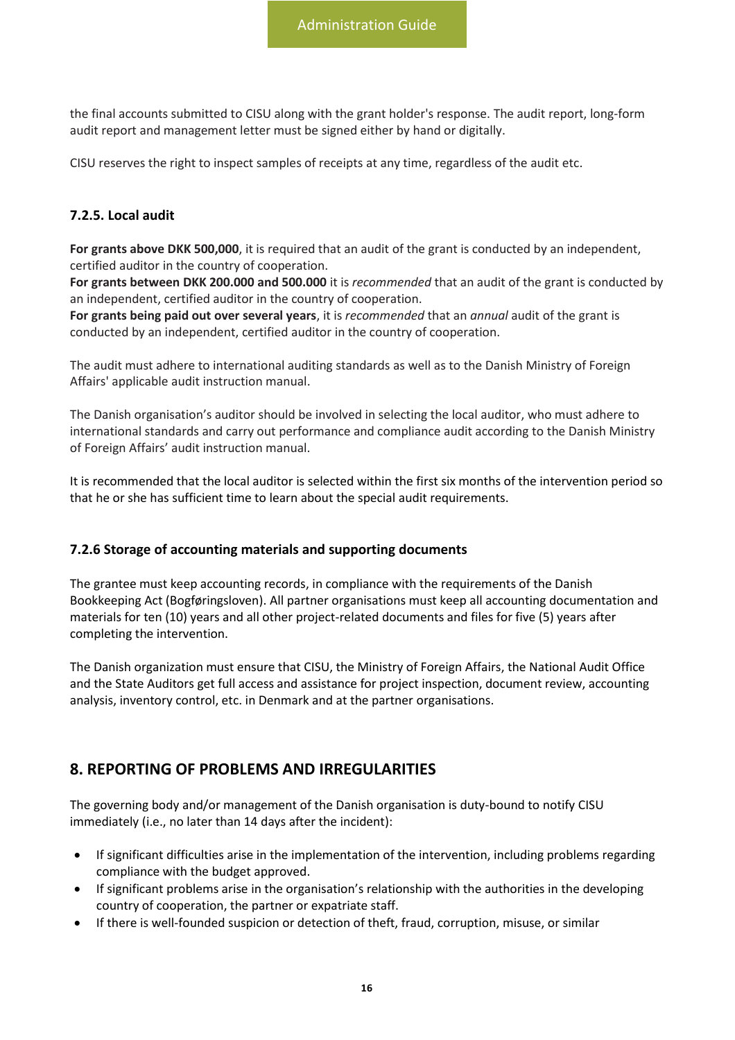the final accounts submitted to CISU along with the grant holder's response. The audit report, long-form audit report and management letter must be signed either by hand or digitally.

CISU reserves the right to inspect samples of receipts at any time, regardless of the audit etc.

### 7.2.5. Local audit

**For grants above DKK 500,000**, it is required that an audit of the grant is conducted by an independent, certified auditor in the country of cooperation.
**For grants between DKK 200.000 and 500.000** it is *recommended* that an audit of the grant is conducted by an independent, certified auditor in the country of cooperation.
**For grants being paid out over several years**, it is *recommended* that an *annual* audit of the grant is conducted by an independent, certified auditor in the country of cooperation.

The audit must adhere to international auditing standards as well as to the Danish Ministry of Foreign Affairs' applicable audit instruction manual.

The Danish organisation's auditor should be involved in selecting the local auditor, who must adhere to international standards and carry out performance and compliance audit according to the Danish Ministry of Foreign Affairs' audit instruction manual.

It is recommended that the local auditor is selected within the first six months of the intervention period so that he or she has sufficient time to learn about the special audit requirements.

### 7.2.6 Storage of accounting materials and supporting documents

The grantee must keep accounting records, in compliance with the requirements of the Danish Bookkeeping Act (Bogføringsloven). All partner organisations must keep all accounting documentation and materials for ten (10) years and all other project-related documents and files for five (5) years after completing the intervention.

The Danish organization must ensure that CISU, the Ministry of Foreign Affairs, the National Audit Office and the State Auditors get full access and assistance for project inspection, document review, accounting analysis, inventory control, etc. in Denmark and at the partner organisations.

## 8. REPORTING OF PROBLEMS AND IRREGULARITIES

The governing body and/or management of the Danish organisation is duty-bound to notify CISU immediately (i.e., no later than 14 days after the incident):

- If significant difficulties arise in the implementation of the intervention, including problems regarding compliance with the budget approved.
- If significant problems arise in the organisation's relationship with the authorities in the developing country of cooperation, the partner or expatriate staff.
- If there is well-founded suspicion or detection of theft, fraud, corruption, misuse, or similar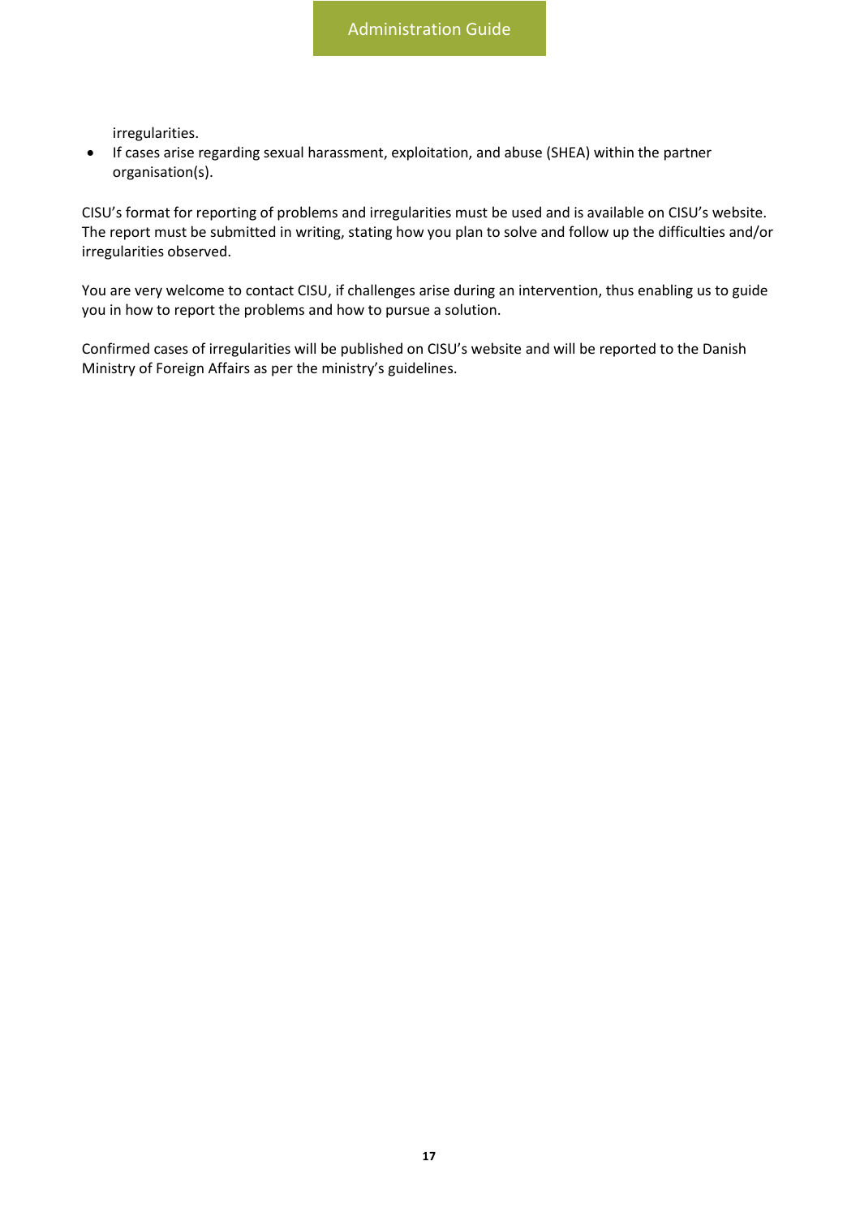irregularities.

- If cases arise regarding sexual harassment, exploitation, and abuse (SHEA) within the partner organisation(s).

CISU's format for reporting of problems and irregularities must be used and is available on CISU's website. The report must be submitted in writing, stating how you plan to solve and follow up the difficulties and/or irregularities observed.

You are very welcome to contact CISU, if challenges arise during an intervention, thus enabling us to guide you in how to report the problems and how to pursue a solution.

Confirmed cases of irregularities will be published on CISU's website and will be reported to the Danish Ministry of Foreign Affairs as per the ministry's guidelines.